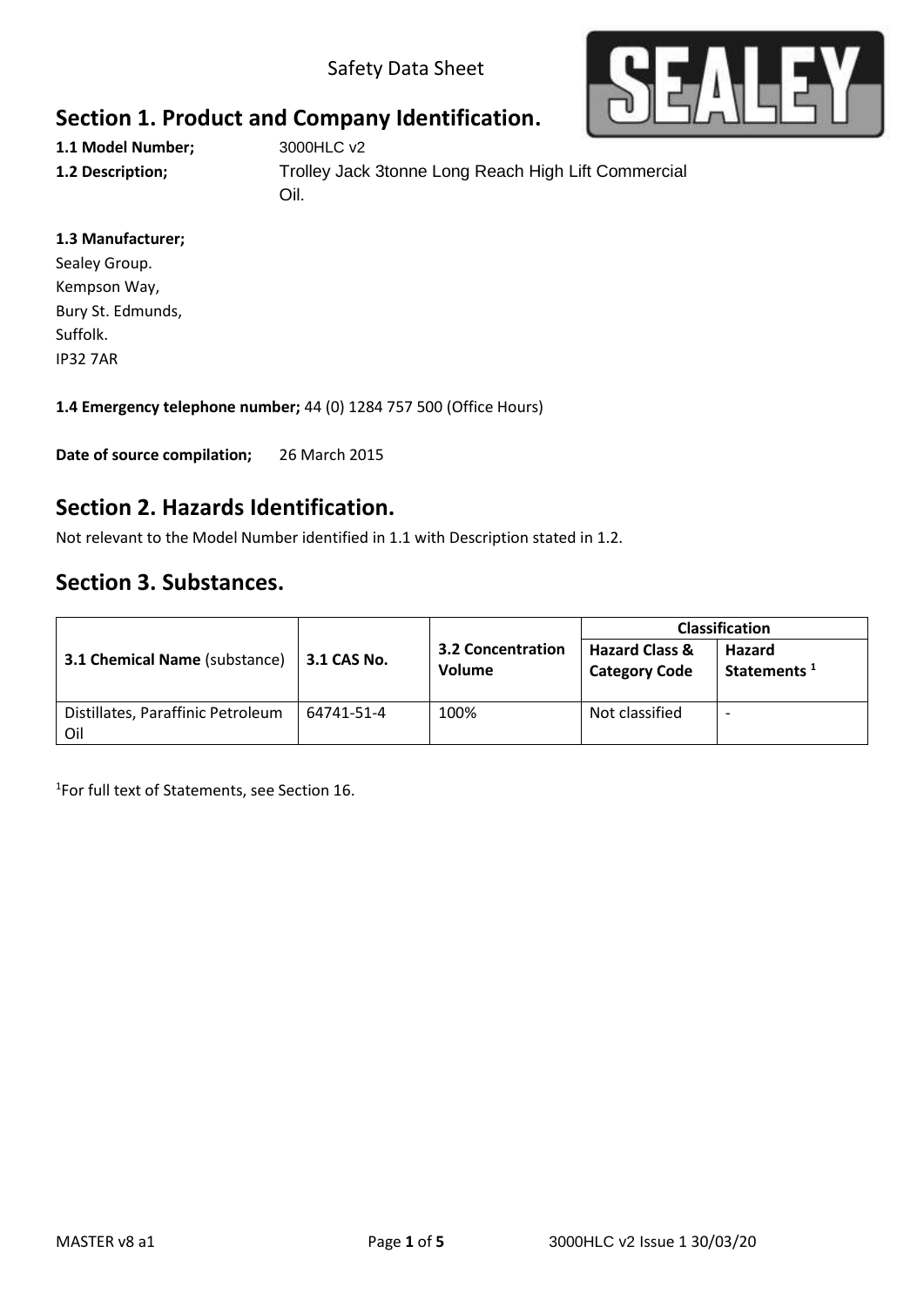Safety Data Sheet

## Section 1. Product and Company Identification.

**1.1 Model Number;** 3000HLC v2

**1.2 Description;** Trolley Jack 3tonne Long Reach High Lift Commercial Oil.

**1.3 Manufacturer;**
Sealey Group.
Kempson Way,
Bury St. Edmunds,
Suffolk.
IP32 7AR

**1.4 Emergency telephone number;** 44 (0) 1284 757 500 (Office Hours)

**Date of source compilation;** 26 March 2015

## Section 2. Hazards Identification.

Not relevant to the Model Number identified in 1.1 with Description stated in 1.2.

## Section 3. Substances.

| 3.1 Chemical Name (substance) | 3.1 CAS No. | 3.2 Concentration Volume | Classification | |
|---|---|---|---|---|
| | | | **Hazard Class & Category Code** | **Hazard Statements [1]** |
| Distillates, Paraffinic Petroleum Oil | 64741-51-4 | 100% | Not classified | - |

[1]For full text of Statements, see Section 16.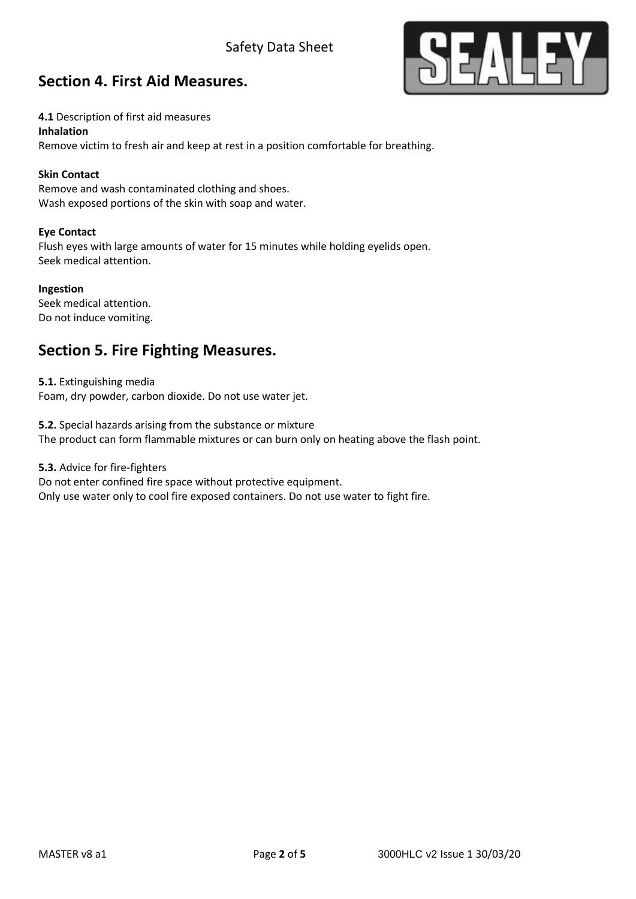## Section 4. First Aid Measures.

**4.1** Description of first aid measures

**Inhalation**

Remove victim to fresh air and keep at rest in a position comfortable for breathing.

**Skin Contact**

Remove and wash contaminated clothing and shoes.
Wash exposed portions of the skin with soap and water.

**Eye Contact**

Flush eyes with large amounts of water for 15 minutes while holding eyelids open.
Seek medical attention.

**Ingestion**

Seek medical attention.
Do not induce vomiting.

## Section 5. Fire Fighting Measures.

**5.1.** Extinguishing media

Foam, dry powder, carbon dioxide. Do not use water jet.

**5.2.** Special hazards arising from the substance or mixture

The product can form flammable mixtures or can burn only on heating above the flash point.

**5.3.** Advice for fire-fighters

Do not enter confined fire space without protective equipment.
Only use water only to cool fire exposed containers. Do not use water to fight fire.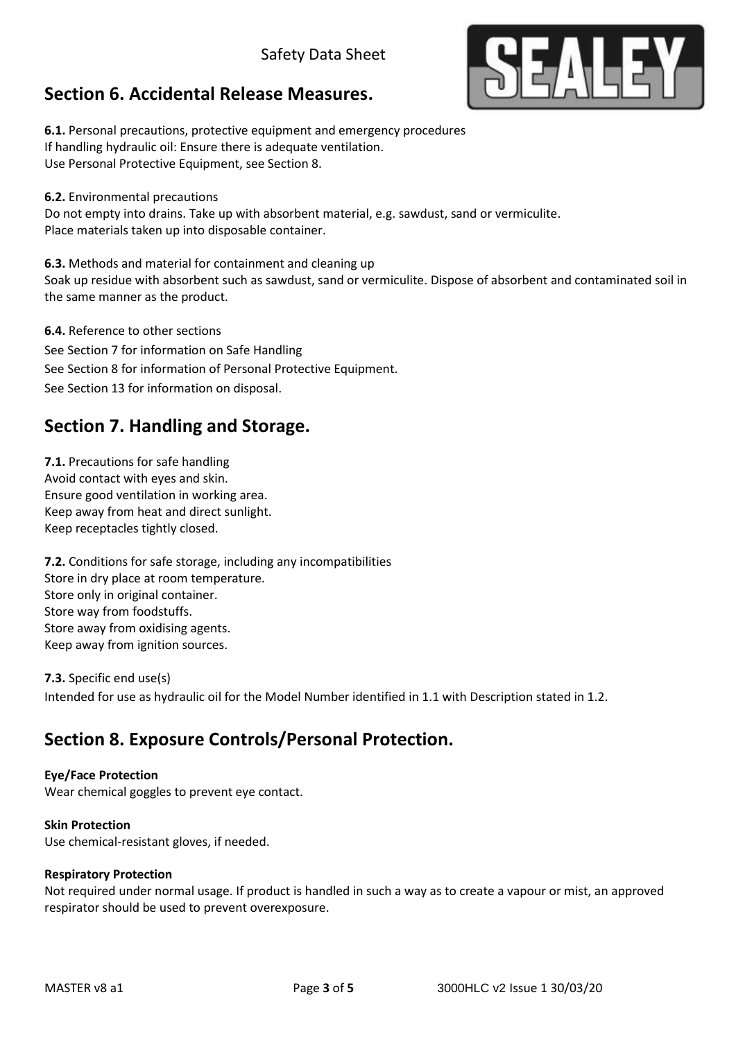## Section 6. Accidental Release Measures.

**6.1.** Personal precautions, protective equipment and emergency procedures
If handling hydraulic oil: Ensure there is adequate ventilation.
Use Personal Protective Equipment, see Section 8.

**6.2.** Environmental precautions
Do not empty into drains. Take up with absorbent material, e.g. sawdust, sand or vermiculite.
Place materials taken up into disposable container.

**6.3.** Methods and material for containment and cleaning up
Soak up residue with absorbent such as sawdust, sand or vermiculite. Dispose of absorbent and contaminated soil in the same manner as the product.

**6.4.** Reference to other sections
See Section 7 for information on Safe Handling
See Section 8 for information of Personal Protective Equipment.
See Section 13 for information on disposal.

## Section 7. Handling and Storage.

**7.1.** Precautions for safe handling
Avoid contact with eyes and skin.
Ensure good ventilation in working area.
Keep away from heat and direct sunlight.
Keep receptacles tightly closed.

**7.2.** Conditions for safe storage, including any incompatibilities
Store in dry place at room temperature.
Store only in original container.
Store way from foodstuffs.
Store away from oxidising agents.
Keep away from ignition sources.

**7.3.** Specific end use(s)
Intended for use as hydraulic oil for the Model Number identified in 1.1 with Description stated in 1.2.

## Section 8. Exposure Controls/Personal Protection.

**Eye/Face Protection**
Wear chemical goggles to prevent eye contact.

**Skin Protection**
Use chemical-resistant gloves, if needed.

**Respiratory Protection**
Not required under normal usage. If product is handled in such a way as to create a vapour or mist, an approved respirator should be used to prevent overexposure.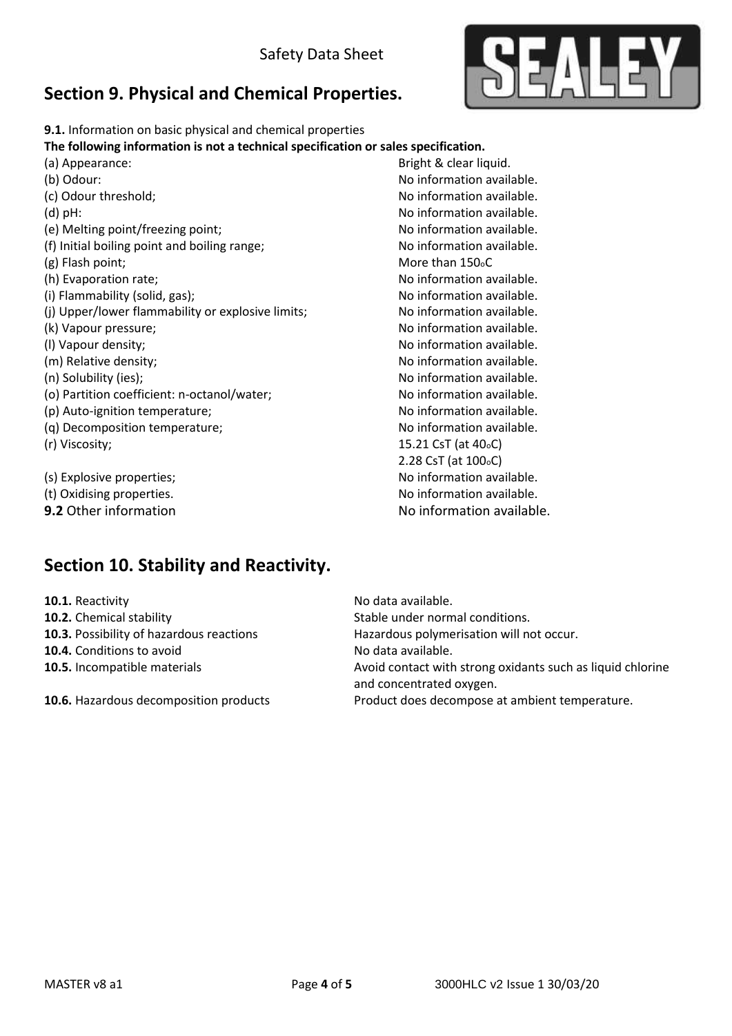## Section 9. Physical and Chemical Properties.

**9.1.** Information on basic physical and chemical properties

**The following information is not a technical specification or sales specification.**

| | |
|---|---|
| (a) Appearance: | Bright & clear liquid. |
| (b) Odour: | No information available. |
| (c) Odour threshold; | No information available. |
| (d) pH: | No information available. |
| (e) Melting point/freezing point; | No information available. |
| (f) Initial boiling point and boiling range; | No information available. |
| (g) Flash point; | More than 150$_o$C |
| (h) Evaporation rate; | No information available. |
| (i) Flammability (solid, gas); | No information available. |
| (j) Upper/lower flammability or explosive limits; | No information available. |
| (k) Vapour pressure; | No information available. |
| (l) Vapour density; | No information available. |
| (m) Relative density; | No information available. |
| (n) Solubility (ies); | No information available. |
| (o) Partition coefficient: n-octanol/water; | No information available. |
| (p) Auto-ignition temperature; | No information available. |
| (q) Decomposition temperature; | No information available. |
| (r) Viscosity; | 15.21 CsT (at 40$_o$C)<br>2.28 CsT (at 100$_o$C) |
| (s) Explosive properties; | No information available. |
| (t) Oxidising properties. | No information available. |
| **9.2** Other information | No information available. |

## Section 10. Stability and Reactivity.

| | |
|---|---|
| **10.1.** Reactivity | No data available. |
| **10.2.** Chemical stability | Stable under normal conditions. |
| **10.3.** Possibility of hazardous reactions | Hazardous polymerisation will not occur. |
| **10.4.** Conditions to avoid | No data available. |
| **10.5.** Incompatible materials | Avoid contact with strong oxidants such as liquid chlorine and concentrated oxygen. |
| **10.6.** Hazardous decomposition products | Product does decompose at ambient temperature. |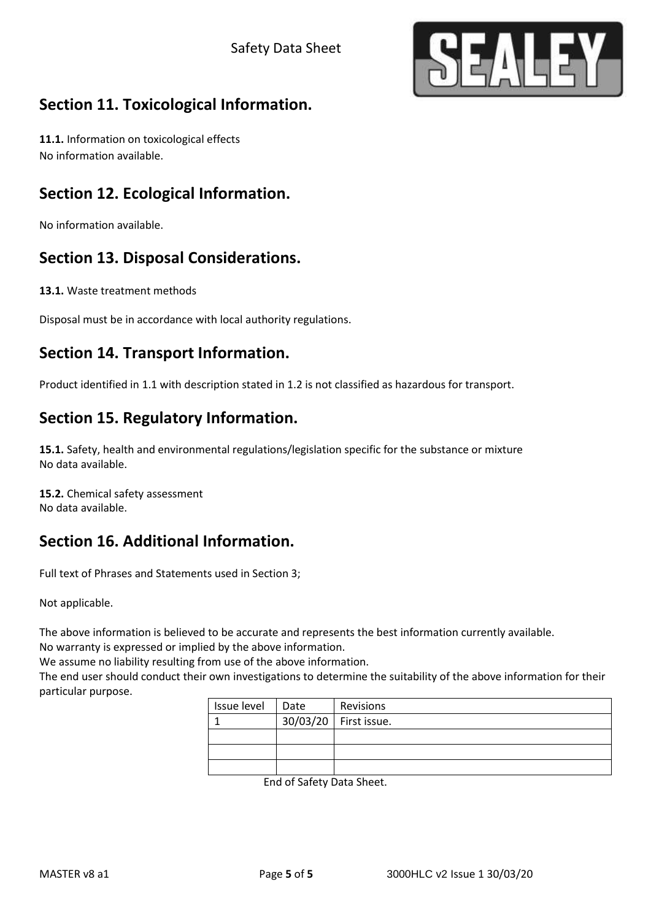## Section 11. Toxicological Information.

**11.1.** Information on toxicological effects
No information available.

## Section 12. Ecological Information.

No information available.

## Section 13. Disposal Considerations.

**13.1.** Waste treatment methods

Disposal must be in accordance with local authority regulations.

## Section 14. Transport Information.

Product identified in 1.1 with description stated in 1.2 is not classified as hazardous for transport.

## Section 15. Regulatory Information.

**15.1.** Safety, health and environmental regulations/legislation specific for the substance or mixture
No data available.

**15.2.** Chemical safety assessment
No data available.

## Section 16. Additional Information.

Full text of Phrases and Statements used in Section 3;

Not applicable.

The above information is believed to be accurate and represents the best information currently available.
No warranty is expressed or implied by the above information.
We assume no liability resulting from use of the above information.
The end user should conduct their own investigations to determine the suitability of the above information for their particular purpose.

| Issue level | Date | Revisions |
|---|---|---|
| 1 | 30/03/20 | First issue. |
| | | |
| | | |
| | | |

End of Safety Data Sheet.